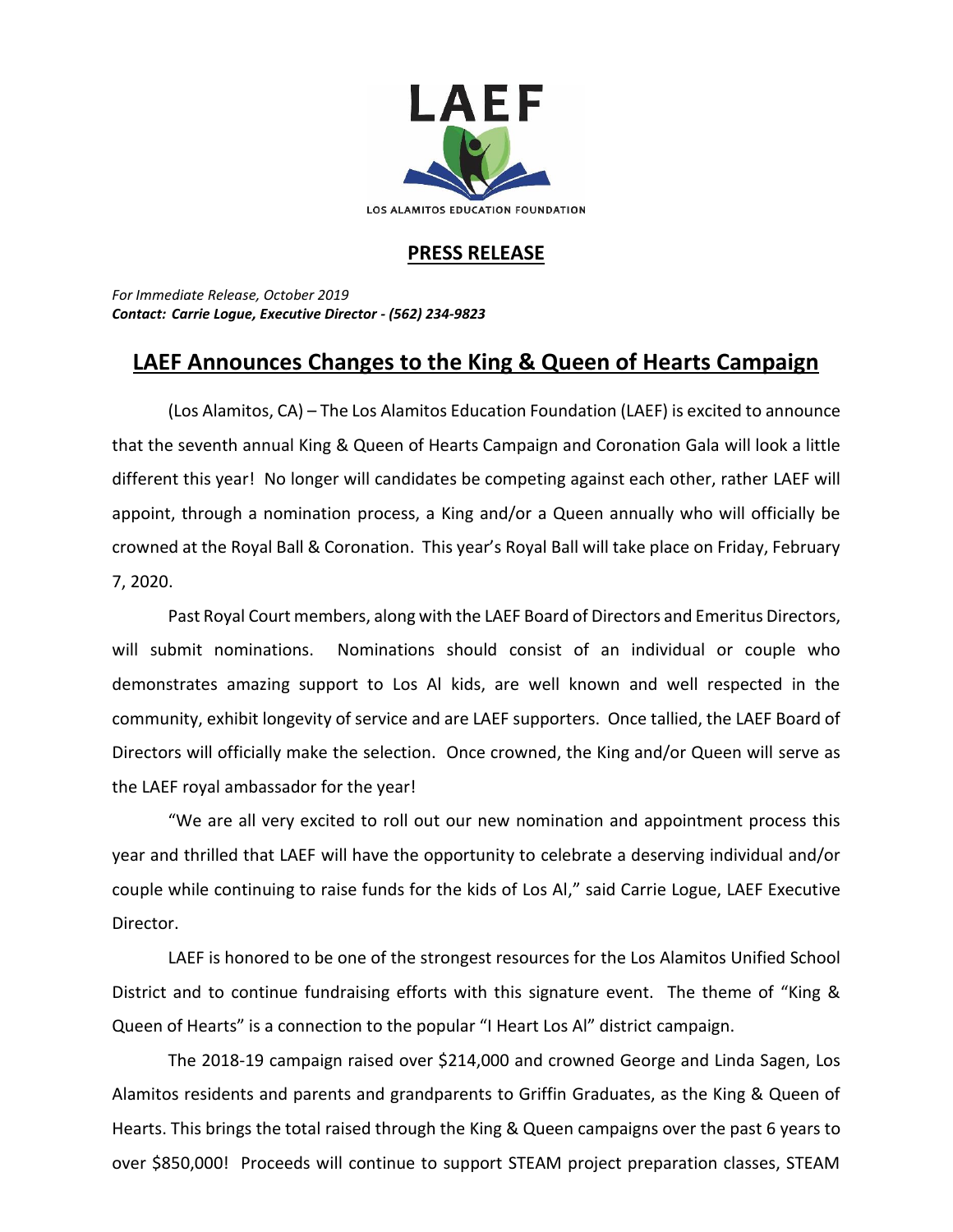LAEF

LOS ALAMITOS EDUCATION FOUNDATION

**PRESS RELEASE**

*For Immediate Release, October 2019*
***Contact: Carrie Logue, Executive Director - (562) 234-9823***

# LAEF Announces Changes to the King & Queen of Hearts Campaign

(Los Alamitos, CA) – The Los Alamitos Education Foundation (LAEF) is excited to announce that the seventh annual King & Queen of Hearts Campaign and Coronation Gala will look a little different this year! No longer will candidates be competing against each other, rather LAEF will appoint, through a nomination process, a King and/or a Queen annually who will officially be crowned at the Royal Ball & Coronation. This year's Royal Ball will take place on Friday, February 7, 2020.

Past Royal Court members, along with the LAEF Board of Directors and Emeritus Directors, will submit nominations. Nominations should consist of an individual or couple who demonstrates amazing support to Los Al kids, are well known and well respected in the community, exhibit longevity of service and are LAEF supporters. Once tallied, the LAEF Board of Directors will officially make the selection. Once crowned, the King and/or Queen will serve as the LAEF royal ambassador for the year!

"We are all very excited to roll out our new nomination and appointment process this year and thrilled that LAEF will have the opportunity to celebrate a deserving individual and/or couple while continuing to raise funds for the kids of Los Al," said Carrie Logue, LAEF Executive Director.

LAEF is honored to be one of the strongest resources for the Los Alamitos Unified School District and to continue fundraising efforts with this signature event. The theme of "King & Queen of Hearts" is a connection to the popular "I Heart Los Al" district campaign.

The 2018-19 campaign raised over $214,000 and crowned George and Linda Sagen, Los Alamitos residents and parents and grandparents to Griffin Graduates, as the King & Queen of Hearts. This brings the total raised through the King & Queen campaigns over the past 6 years to over $850,000! Proceeds will continue to support STEAM project preparation classes, STEAM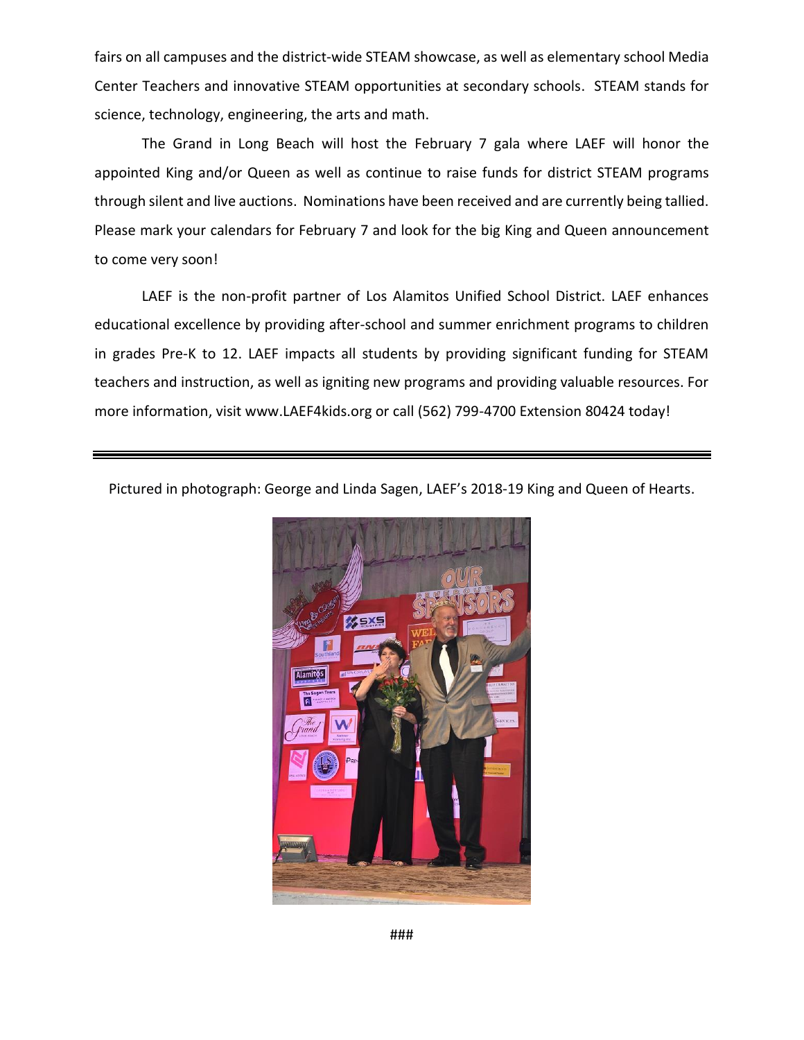fairs on all campuses and the district-wide STEAM showcase, as well as elementary school Media Center Teachers and innovative STEAM opportunities at secondary schools. STEAM stands for science, technology, engineering, the arts and math.

The Grand in Long Beach will host the February 7 gala where LAEF will honor the appointed King and/or Queen as well as continue to raise funds for district STEAM programs through silent and live auctions. Nominations have been received and are currently being tallied. Please mark your calendars for February 7 and look for the big King and Queen announcement to come very soon!

LAEF is the non-profit partner of Los Alamitos Unified School District. LAEF enhances educational excellence by providing after-school and summer enrichment programs to children in grades Pre-K to 12. LAEF impacts all students by providing significant funding for STEAM teachers and instruction, as well as igniting new programs and providing valuable resources. For more information, visit www.LAEF4kids.org or call (562) 799-4700 Extension 80424 today!

---

Pictured in photograph: George and Linda Sagen, LAEF's 2018-19 King and Queen of Hearts.

###